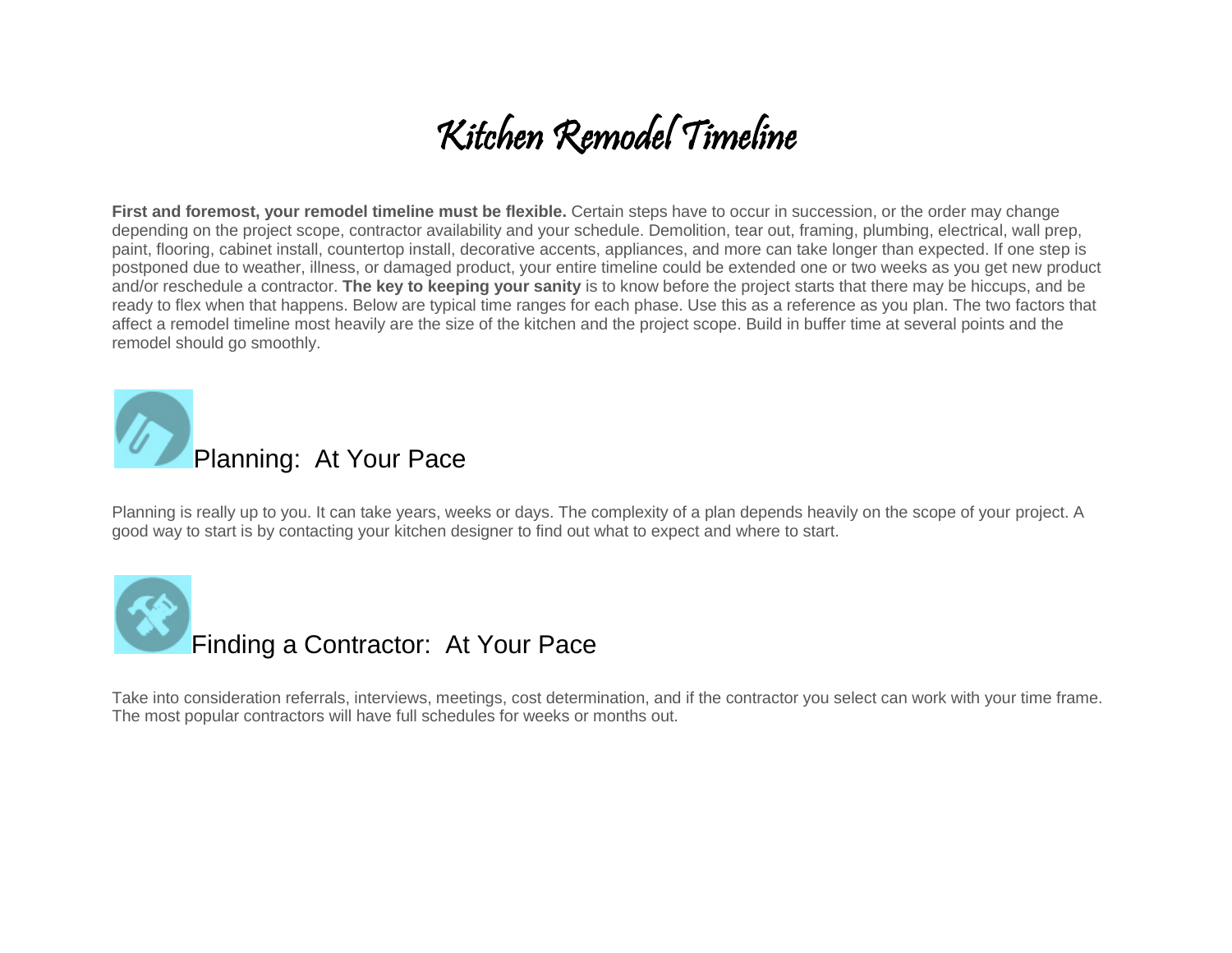# *Kitchen Remodel Timeline*

**First and foremost, your remodel timeline must be flexible.** Certain steps have to occur in succession, or the order may change depending on the project scope, contractor availability and your schedule. Demolition, tear out, framing, plumbing, electrical, wall prep, paint, flooring, cabinet install, countertop install, decorative accents, appliances, and more can take longer than expected. If one step is postponed due to weather, illness, or damaged product, your entire timeline could be extended one or two weeks as you get new product and/or reschedule a contractor. **The key to keeping your sanity** is to know before the project starts that there may be hiccups, and be ready to flex when that happens. Below are typical time ranges for each phase. Use this as a reference as you plan. The two factors that affect a remodel timeline most heavily are the size of the kitchen and the project scope. Build in buffer time at several points and the remodel should go smoothly.

## Planning: At Your Pace

Planning is really up to you. It can take years, weeks or days. The complexity of a plan depends heavily on the scope of your project. A good way to start is by contacting your kitchen designer to find out what to expect and where to start.

## Finding a Contractor: At Your Pace

Take into consideration referrals, interviews, meetings, cost determination, and if the contractor you select can work with your time frame. The most popular contractors will have full schedules for weeks or months out.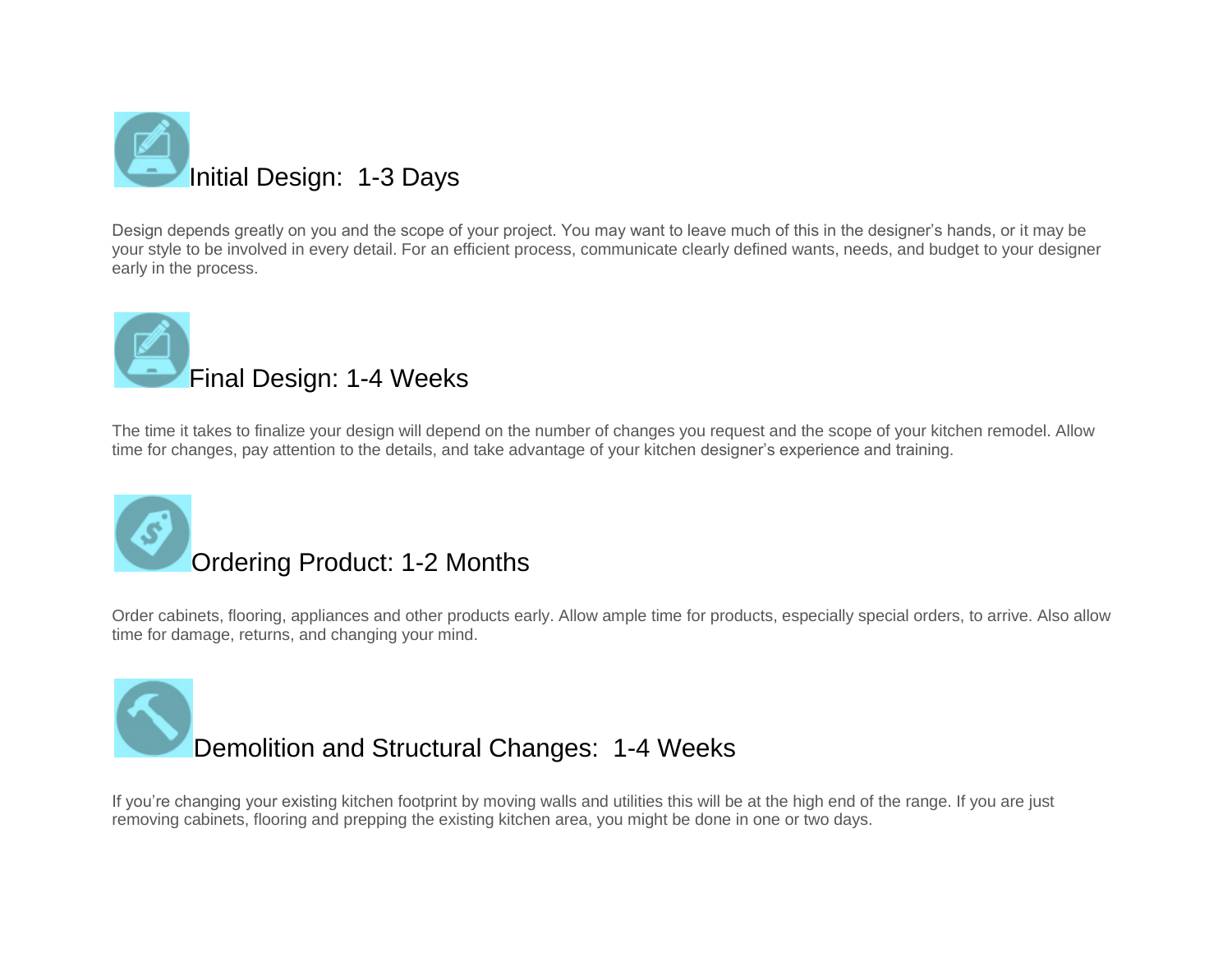## Initial Design: 1-3 Days

Design depends greatly on you and the scope of your project. You may want to leave much of this in the designer's hands, or it may be your style to be involved in every detail. For an efficient process, communicate clearly defined wants, needs, and budget to your designer early in the process.

## Final Design: 1-4 Weeks

The time it takes to finalize your design will depend on the number of changes you request and the scope of your kitchen remodel. Allow time for changes, pay attention to the details, and take advantage of your kitchen designer's experience and training.

## Ordering Product: 1-2 Months

Order cabinets, flooring, appliances and other products early. Allow ample time for products, especially special orders, to arrive. Also allow time for damage, returns, and changing your mind.

## Demolition and Structural Changes: 1-4 Weeks

If you're changing your existing kitchen footprint by moving walls and utilities this will be at the high end of the range. If you are just removing cabinets, flooring and prepping the existing kitchen area, you might be done in one or two days.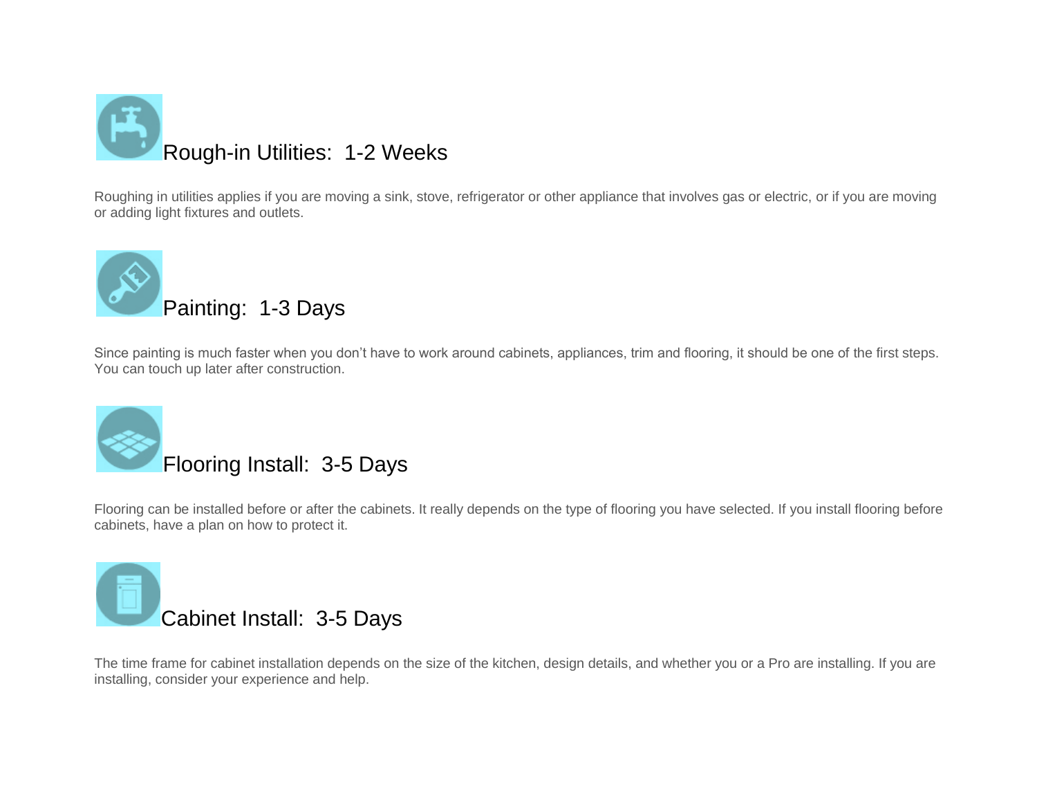## Rough-in Utilities: 1-2 Weeks

Roughing in utilities applies if you are moving a sink, stove, refrigerator or other appliance that involves gas or electric, or if you are moving or adding light fixtures and outlets.

## Painting: 1-3 Days

Since painting is much faster when you don't have to work around cabinets, appliances, trim and flooring, it should be one of the first steps. You can touch up later after construction.

## Flooring Install: 3-5 Days

Flooring can be installed before or after the cabinets. It really depends on the type of flooring you have selected. If you install flooring before cabinets, have a plan on how to protect it.

## Cabinet Install: 3-5 Days

The time frame for cabinet installation depends on the size of the kitchen, design details, and whether you or a Pro are installing. If you are installing, consider your experience and help.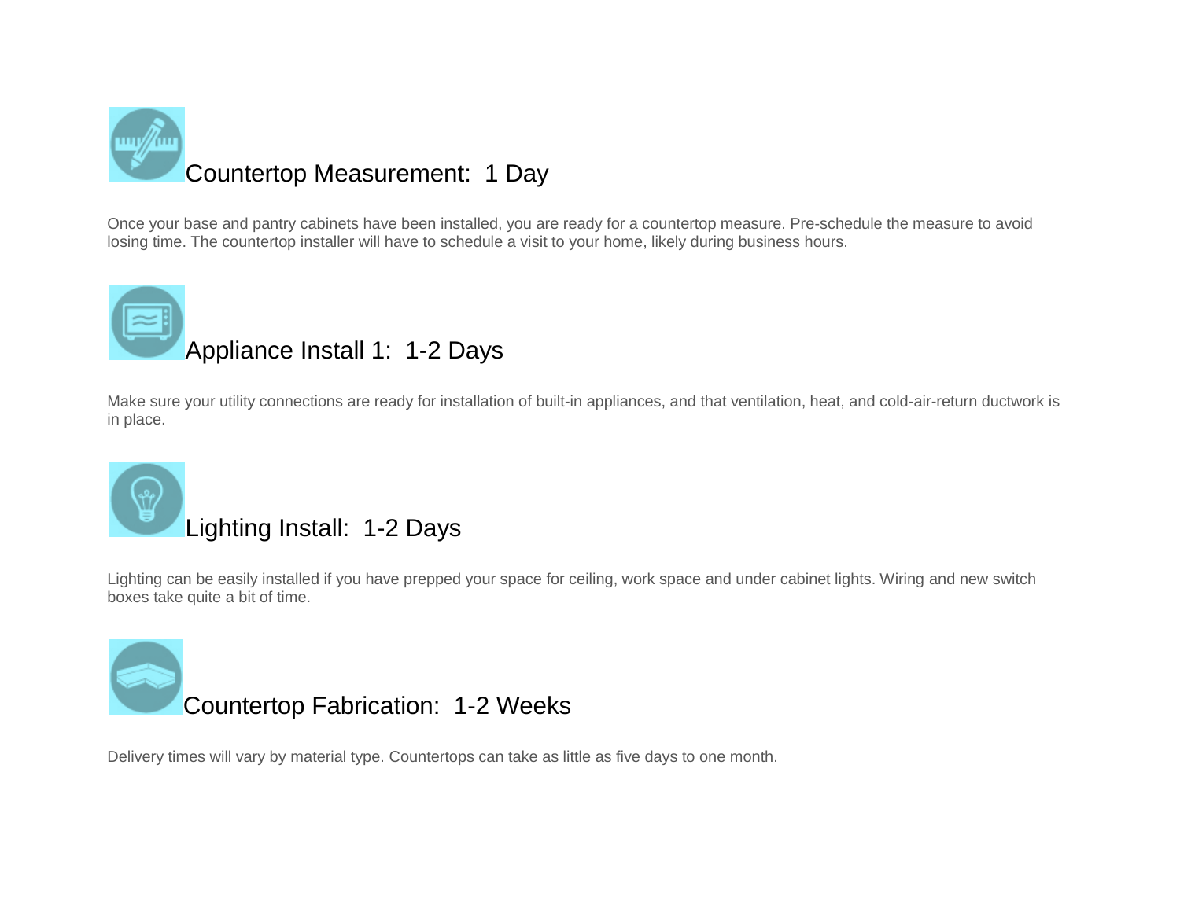## Countertop Measurement: 1 Day

Once your base and pantry cabinets have been installed, you are ready for a countertop measure. Pre-schedule the measure to avoid losing time. The countertop installer will have to schedule a visit to your home, likely during business hours.

## Appliance Install 1: 1-2 Days

Make sure your utility connections are ready for installation of built-in appliances, and that ventilation, heat, and cold-air-return ductwork is in place.

## Lighting Install: 1-2 Days

Lighting can be easily installed if you have prepped your space for ceiling, work space and under cabinet lights. Wiring and new switch boxes take quite a bit of time.

## Countertop Fabrication: 1-2 Weeks

Delivery times will vary by material type. Countertops can take as little as five days to one month.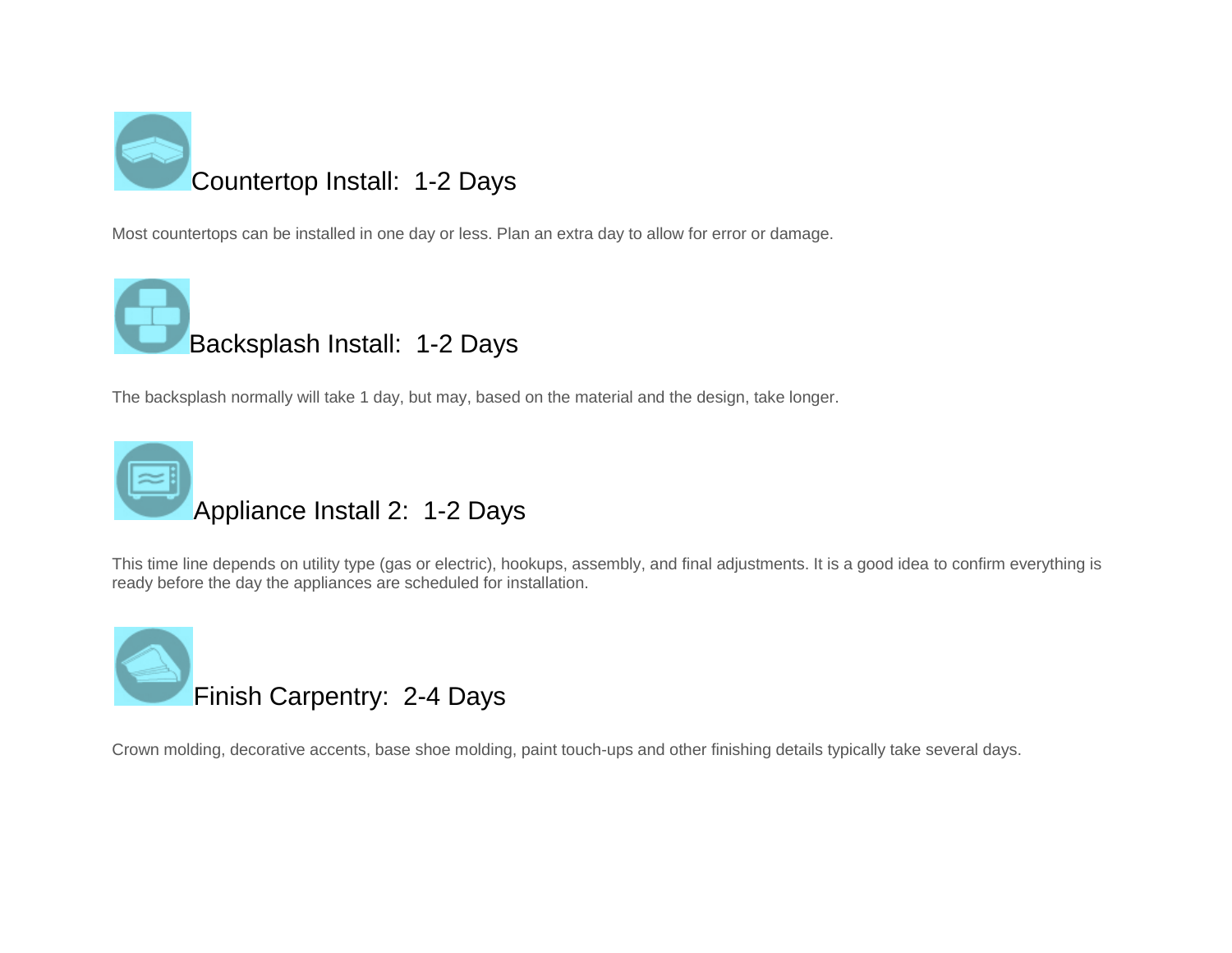## Countertop Install: 1-2 Days

Most countertops can be installed in one day or less. Plan an extra day to allow for error or damage.

## Backsplash Install: 1-2 Days

The backsplash normally will take 1 day, but may, based on the material and the design, take longer.

## Appliance Install 2: 1-2 Days

This time line depends on utility type (gas or electric), hookups, assembly, and final adjustments. It is a good idea to confirm everything is ready before the day the appliances are scheduled for installation.

## Finish Carpentry: 2-4 Days

Crown molding, decorative accents, base shoe molding, paint touch-ups and other finishing details typically take several days.